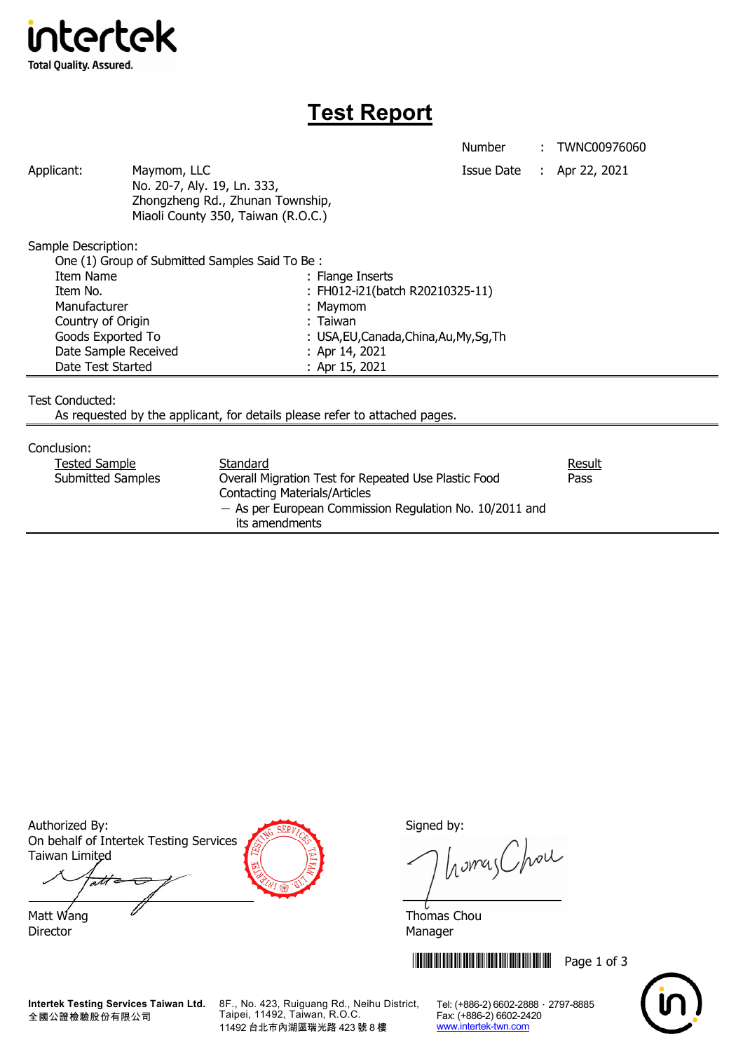intertek
Total Quality. Assured.

# Test Report

| | | |
|---|---|---|
| Number | : | TWNC00976060 |
| Issue Date | : | Apr 22, 2021 |

Applicant: Maymom, LLC
No. 20-7, Aly. 19, Ln. 333,
Zhongzheng Rd., Zhunan Township,
Miaoli County 350, Taiwan (R.O.C.)

Sample Description:

One (1) Group of Submitted Samples Said To Be :

| | |
|---|---|
| Item Name | : Flange Inserts |
| Item No. | : FH012-i21(batch R20210325-11) |
| Manufacturer | : Maymom |
| Country of Origin | : Taiwan |
| Goods Exported To | : USA,EU,Canada,China,Au,My,Sg,Th |
| Date Sample Received | : Apr 14, 2021 |
| Date Test Started | : Apr 15, 2021 |

Test Conducted:

As requested by the applicant, for details please refer to attached pages.

Conclusion:

| Tested Sample | Standard | Result |
|---|---|---|
| Submitted Samples | Overall Migration Test for Repeated Use Plastic Food Contacting Materials/Articles<br>– As per European Commission Regulation No. 10/2011 and its amendments | Pass |

Authorized By:
On behalf of Intertek Testing Services Taiwan Limited

Matt Wang
Director

Signed by:

Thomas Chou
Manager

Intertek Testing Services Taiwan Ltd.
全國公證檢驗股份有限公司
8F., No. 423, Ruiguang Rd., Neihu District, Taipei, 11492, Taiwan, R.O.C.
11492 台北市內湖區瑞光路 423 號 8 樓
Tel: (+886-2) 6602-2888 · 2797-8885
Fax: (+886-2) 6602-2420
www.intertek-twn.com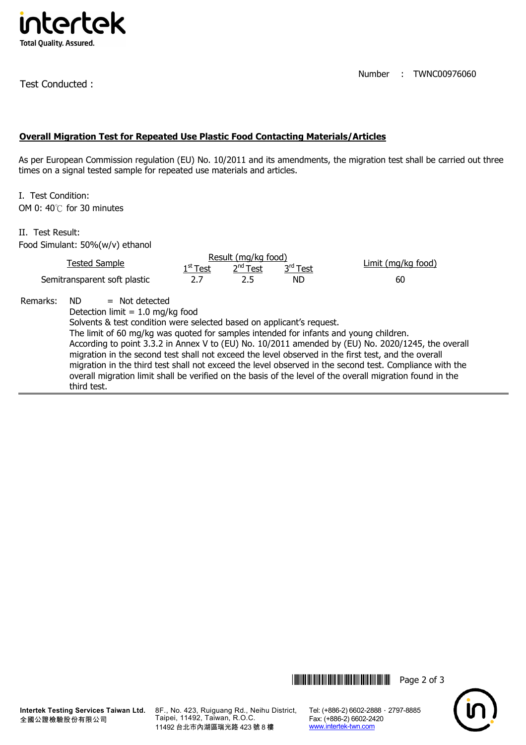Number : TWNC00976060

Test Conducted :

**Overall Migration Test for Repeated Use Plastic Food Contacting Materials/Articles**

As per European Commission regulation (EU) No. 10/2011 and its amendments, the migration test shall be carried out three times on a signal tested sample for repeated use materials and articles.

I. Test Condition:
OM 0: 40℃ for 30 minutes

II. Test Result:
Food Simulant: 50%(w/v) ethanol

| Tested Sample | Result (mg/kg food) | | | Limit (mg/kg food) |
|---|---|---|---|---|
| | 1st Test | 2nd Test | 3rd Test | |
| Semitransparent soft plastic | 2.7 | 2.5 | ND | 60 |

Remarks:
ND = Not detected
Detection limit = 1.0 mg/kg food
Solvents & test condition were selected based on applicant's request.
The limit of 60 mg/kg was quoted for samples intended for infants and young children.
According to point 3.3.2 in Annex V to (EU) No. 10/2011 amended by (EU) No. 2020/1245, the overall migration in the second test shall not exceed the level observed in the first test, and the overall migration in the third test shall not exceed the level observed in the second test. Compliance with the overall migration limit shall be verified on the basis of the level of the overall migration found in the third test.

**Intertek Testing Services Taiwan Ltd.**
全國公證檢驗股份有限公司

8F., No. 423, Ruiguang Rd., Neihu District, Taipei, 11492, Taiwan, R.O.C.
11492 台北市內湖區瑞光路 423 號 8 樓

Tel: (+886-2) 6602-2888 · 2797-8885
Fax: (+886-2) 6602-2420
www.intertek-twn.com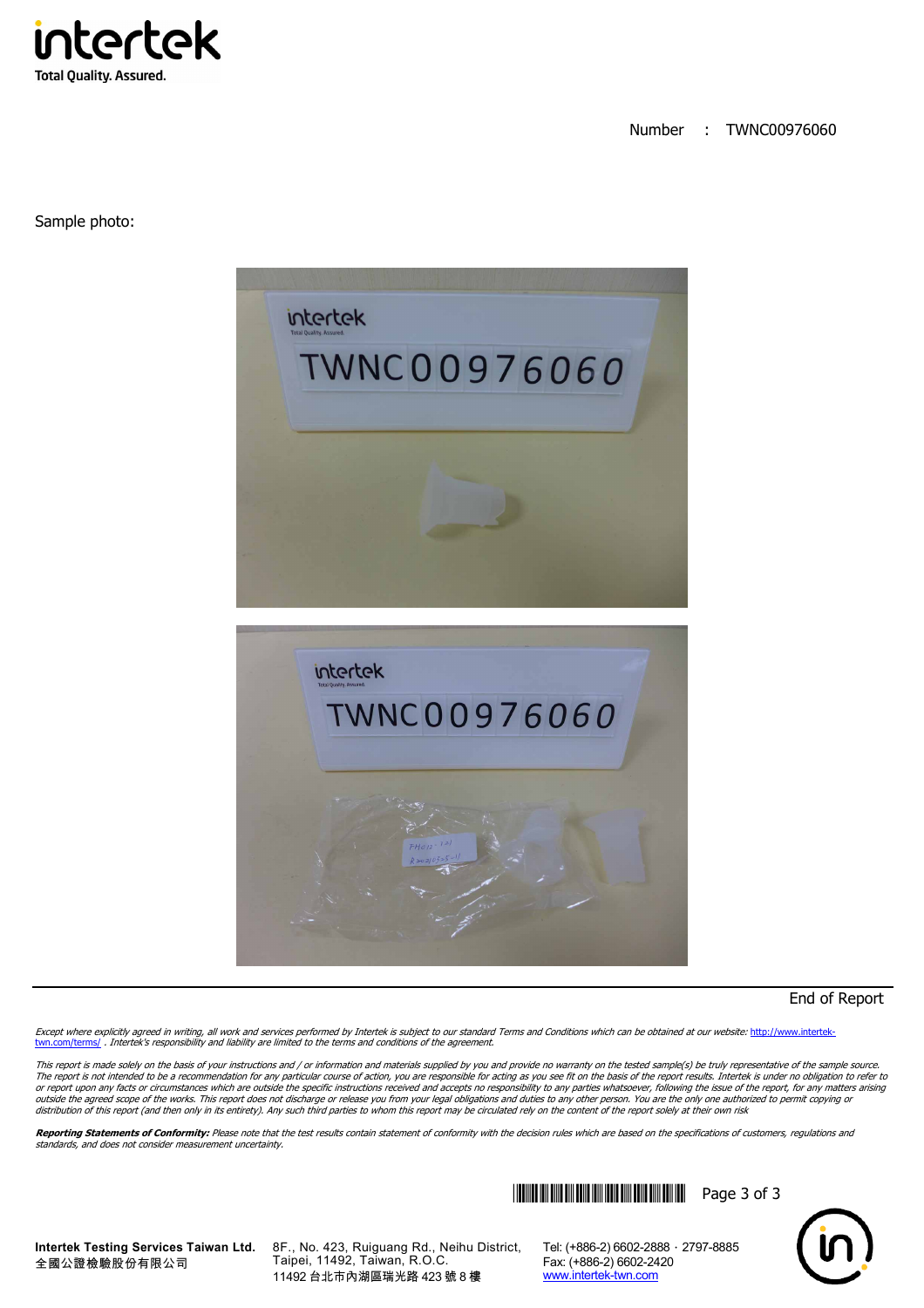Number : TWNC00976060

Sample photo:

End of Report

*Except where explicitly agreed in writing, all work and services performed by Intertek is subject to our standard Terms and Conditions which can be obtained at our website: http://www.intertek-twn.com/terms/ . Intertek's responsibility and liability are limited to the terms and conditions of the agreement.*

*This report is made solely on the basis of your instructions and / or information and materials supplied by you and provide no warranty on the tested sample(s) be truly representative of the sample source. The report is not intended to be a recommendation for any particular course of action, you are responsible for acting as you see fit on the basis of the report results. Intertek is under no obligation to refer to or report upon any facts or circumstances which are outside the specific instructions received and accepts no responsibility to any parties whatsoever, following the issue of the report, for any matters arising outside the agreed scope of the works. This report does not discharge or release you from your legal obligations and duties to any other person. You are the only one authorized to permit copying or distribution of this report (and then only in its entirety). Any such third parties to whom this report may be circulated rely on the content of the report solely at their own risk*

***Reporting Statements of Conformity:*** *Please note that the test results contain statement of conformity with the decision rules which are based on the specifications of customers, regulations and standards, and does not consider measurement uncertainty.*

**Intertek Testing Services Taiwan Ltd.**
全國公證檢驗股份有限公司

8F., No. 423, Ruiguang Rd., Neihu District, Taipei, 11492, Taiwan, R.O.C.
11492 台北市內湖區瑞光路 423 號 8 樓

Tel: (+886-2) 6602-2888．2797-8885
Fax: (+886-2) 6602-2420
www.intertek-twn.com